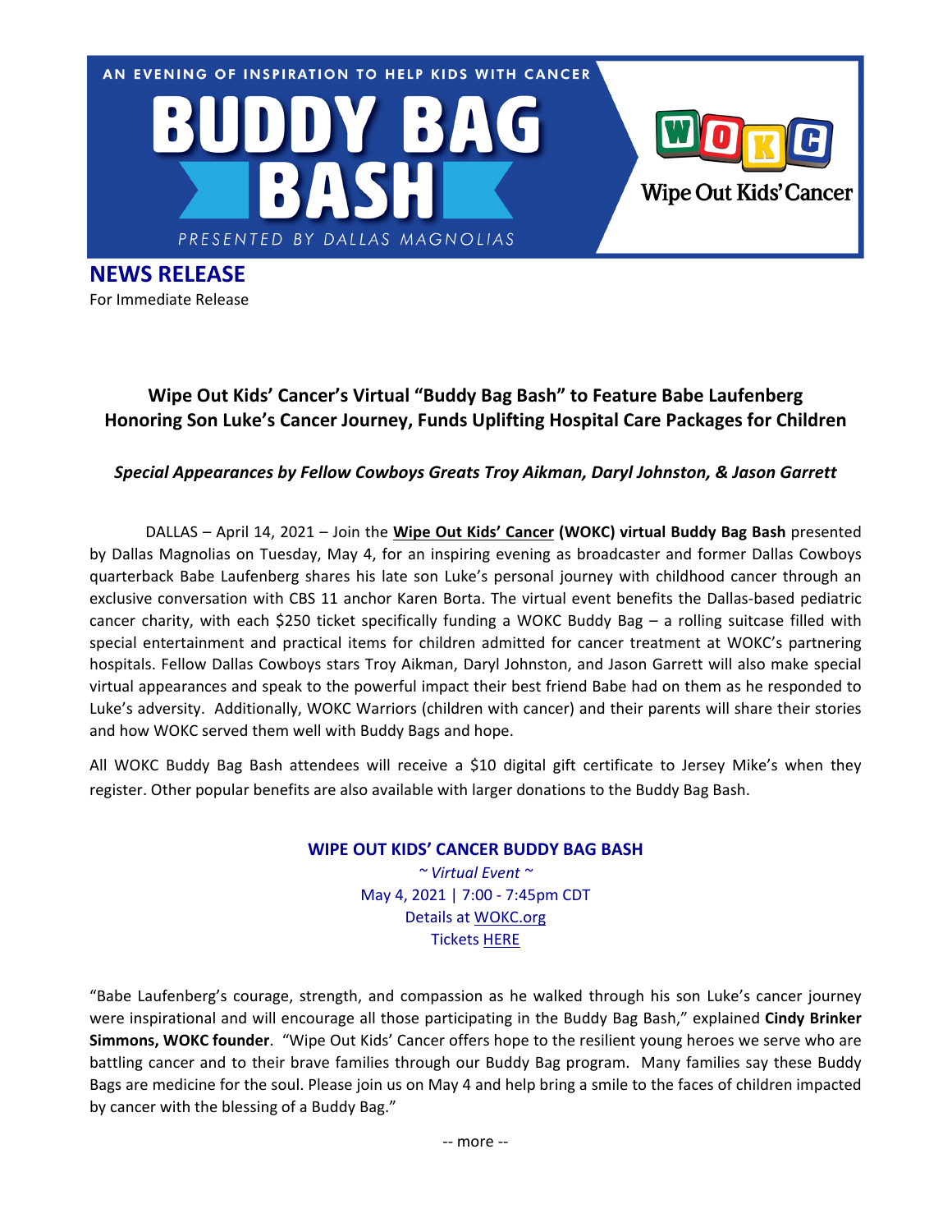AN EVENING OF INSPIRATION TO HELP KIDS WITH CANCER

# BUDDY BAG BASH

PRESENTED BY DALLAS MAGNOLIAS

Wipe Out Kids' Cancer

## NEWS RELEASE

For Immediate Release

**Wipe Out Kids' Cancer's Virtual "Buddy Bag Bash" to Feature Babe Laufenberg Honoring Son Luke's Cancer Journey, Funds Uplifting Hospital Care Packages for Children**

***Special Appearances by Fellow Cowboys Greats Troy Aikman, Daryl Johnston, & Jason Garrett***

DALLAS – April 14, 2021 – Join the **Wipe Out Kids' Cancer (WOKC) virtual Buddy Bag Bash** presented by Dallas Magnolias on Tuesday, May 4, for an inspiring evening as broadcaster and former Dallas Cowboys quarterback Babe Laufenberg shares his late son Luke's personal journey with childhood cancer through an exclusive conversation with CBS 11 anchor Karen Borta. The virtual event benefits the Dallas-based pediatric cancer charity, with each $250 ticket specifically funding a WOKC Buddy Bag – a rolling suitcase filled with special entertainment and practical items for children admitted for cancer treatment at WOKC's partnering hospitals. Fellow Dallas Cowboys stars Troy Aikman, Daryl Johnston, and Jason Garrett will also make special virtual appearances and speak to the powerful impact their best friend Babe had on them as he responded to Luke's adversity. Additionally, WOKC Warriors (children with cancer) and their parents will share their stories and how WOKC served them well with Buddy Bags and hope.

All WOKC Buddy Bag Bash attendees will receive a $10 digital gift certificate to Jersey Mike's when they register. Other popular benefits are also available with larger donations to the Buddy Bag Bash.

**WIPE OUT KIDS' CANCER BUDDY BAG BASH**
*~ Virtual Event ~*
May 4, 2021 | 7:00 - 7:45pm CDT
Details at WOKC.org
Tickets HERE

"Babe Laufenberg's courage, strength, and compassion as he walked through his son Luke's cancer journey were inspirational and will encourage all those participating in the Buddy Bag Bash," explained **Cindy Brinker Simmons, WOKC founder**. "Wipe Out Kids' Cancer offers hope to the resilient young heroes we serve who are battling cancer and to their brave families through our Buddy Bag program. Many families say these Buddy Bags are medicine for the soul. Please join us on May 4 and help bring a smile to the faces of children impacted by cancer with the blessing of a Buddy Bag."

-- more --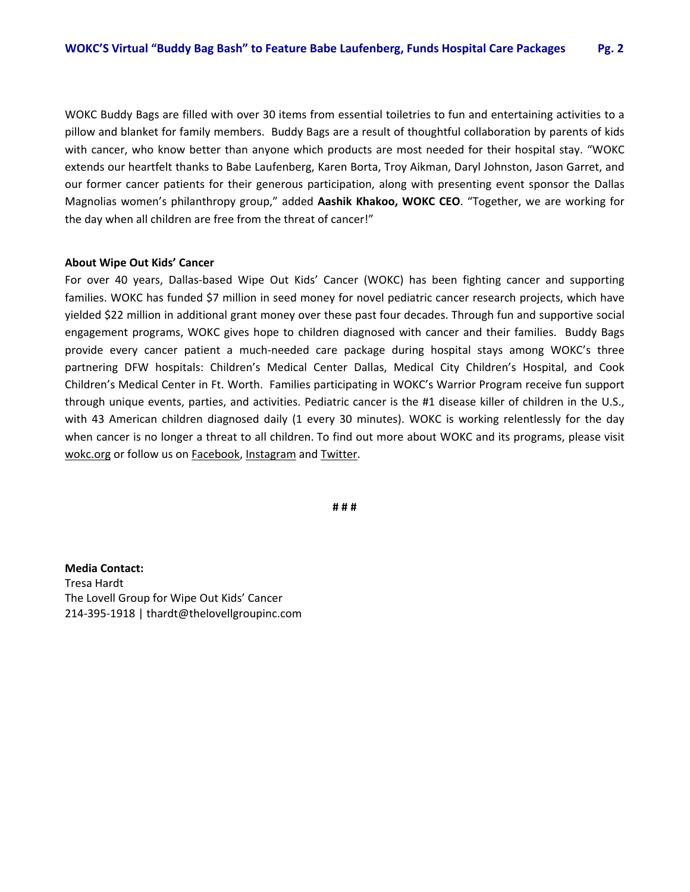WOKC Buddy Bags are filled with over 30 items from essential toiletries to fun and entertaining activities to a pillow and blanket for family members. Buddy Bags are a result of thoughtful collaboration by parents of kids with cancer, who know better than anyone which products are most needed for their hospital stay. "WOKC extends our heartfelt thanks to Babe Laufenberg, Karen Borta, Troy Aikman, Daryl Johnston, Jason Garret, and our former cancer patients for their generous participation, along with presenting event sponsor the Dallas Magnolias women's philanthropy group," added **Aashik Khakoo, WOKC CEO**. "Together, we are working for the day when all children are free from the threat of cancer!"

**About Wipe Out Kids' Cancer**

For over 40 years, Dallas-based Wipe Out Kids' Cancer (WOKC) has been fighting cancer and supporting families. WOKC has funded $7 million in seed money for novel pediatric cancer research projects, which have yielded $22 million in additional grant money over these past four decades. Through fun and supportive social engagement programs, WOKC gives hope to children diagnosed with cancer and their families. Buddy Bags provide every cancer patient a much-needed care package during hospital stays among WOKC's three partnering DFW hospitals: Children's Medical Center Dallas, Medical City Children's Hospital, and Cook Children's Medical Center in Ft. Worth. Families participating in WOKC's Warrior Program receive fun support through unique events, parties, and activities. Pediatric cancer is the #1 disease killer of children in the U.S., with 43 American children diagnosed daily (1 every 30 minutes). WOKC is working relentlessly for the day when cancer is no longer a threat to all children. To find out more about WOKC and its programs, please visit wokc.org or follow us on Facebook, Instagram and Twitter.

**# # #**

**Media Contact:**
Tresa Hardt
The Lovell Group for Wipe Out Kids' Cancer
214-395-1918 | thardt@thelovellgroupinc.com